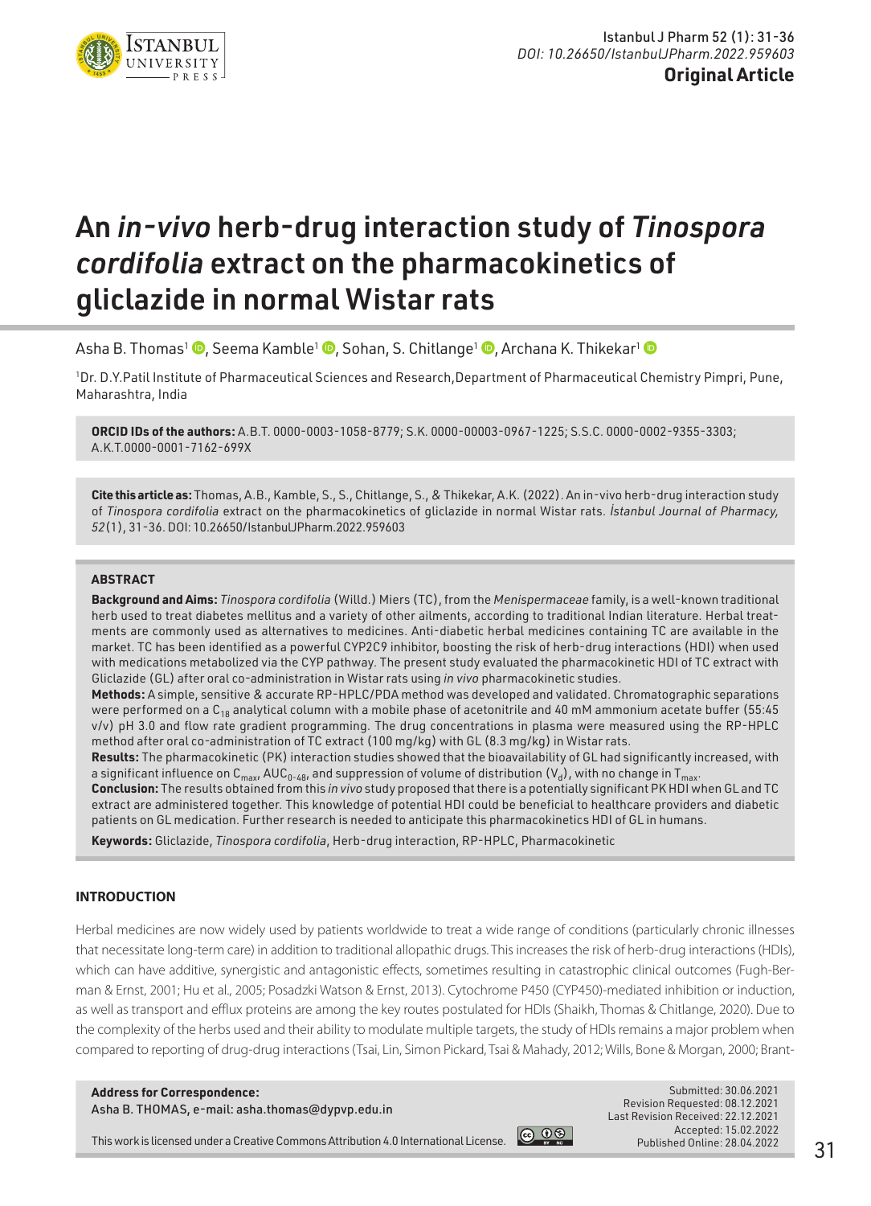Original Article

# An *in-vivo* herb-drug interaction study of *Tinospora cordifolia* extract on the pharmacokinetics of gliclazide in normal Wistar rats

Asha B. Thomas[1], Seema Kamble[1], Sohan, S. Chitlange[1], Archana K. Thikekar[1]

[1]Dr. D.Y.Patil Institute of Pharmaceutical Sciences and Research,Department of Pharmaceutical Chemistry Pimpri, Pune, Maharashtra, India

**ORCID IDs of the authors:** A.B.T. 0000-0003-1058-8779; S.K. 0000-00003-0967-1225; S.S.C. 0000-0002-9355-3303; A.K.T.0000-0001-7162-699X

**Cite this article as:** Thomas, A.B., Kamble, S., S., Chitlange, S., & Thikekar, A.K. (2022). An in-vivo herb-drug interaction study of *Tinospora cordifolia* extract on the pharmacokinetics of gliclazide in normal Wistar rats. *İstanbul Journal of Pharmacy, 52*(1), 31-36. DOI: 10.26650/IstanbulJPharm.2022.959603

## ABSTRACT

**Background and Aims:** *Tinospora cordifolia* (Willd.) Miers (TC), from the *Menispermaceae* family, is a well-known traditional herb used to treat diabetes mellitus and a variety of other ailments, according to traditional Indian literature. Herbal treatments are commonly used as alternatives to medicines. Anti-diabetic herbal medicines containing TC are available in the market. TC has been identified as a powerful CYP2C9 inhibitor, boosting the risk of herb-drug interactions (HDI) when used with medications metabolized via the CYP pathway. The present study evaluated the pharmacokinetic HDI of TC extract with Gliclazide (GL) after oral co-administration in Wistar rats using *in vivo* pharmacokinetic studies.

**Methods:** A simple, sensitive & accurate RP-HPLC/PDA method was developed and validated. Chromatographic separations were performed on a $C_{18}$ analytical column with a mobile phase of acetonitrile and 40 mM ammonium acetate buffer (55:45 v/v) pH 3.0 and flow rate gradient programming. The drug concentrations in plasma were measured using the RP-HPLC method after oral co-administration of TC extract (100 mg/kg) with GL (8.3 mg/kg) in Wistar rats.

**Results:** The pharmacokinetic (PK) interaction studies showed that the bioavailability of GL had significantly increased, with a significant influence on $C_{max}$, $AUC_{0-48}$, and suppression of volume of distribution ($V_d$), with no change in $T_{max}$.

**Conclusion:** The results obtained from this *in vivo* study proposed that there is a potentially significant PK HDI when GL and TC extract are administered together. This knowledge of potential HDI could be beneficial to healthcare providers and diabetic patients on GL medication. Further research is needed to anticipate this pharmacokinetics HDI of GL in humans.

**Keywords:** Gliclazide, *Tinospora cordifolia*, Herb-drug interaction, RP-HPLC, Pharmacokinetic

## INTRODUCTION

Herbal medicines are now widely used by patients worldwide to treat a wide range of conditions (particularly chronic illnesses that necessitate long-term care) in addition to traditional allopathic drugs. This increases the risk of herb-drug interactions (HDIs), which can have additive, synergistic and antagonistic effects, sometimes resulting in catastrophic clinical outcomes (Fugh-Berman & Ernst, 2001; Hu et al., 2005; Posadzki Watson & Ernst, 2013). Cytochrome P450 (CYP450)-mediated inhibition or induction, as well as transport and efflux proteins are among the key routes postulated for HDIs (Shaikh, Thomas & Chitlange, 2020). Due to the complexity of the herbs used and their ability to modulate multiple targets, the study of HDIs remains a major problem when compared to reporting of drug-drug interactions (Tsai, Lin, Simon Pickard, Tsai & Mahady, 2012; Wills, Bone & Morgan, 2000; Brant-

**Address for Correspondence:**
Asha B. THOMAS, e-mail: asha.thomas@dypvp.edu.in

This work is licensed under a Creative Commons Attribution 4.0 International License.

Submitted: 30.06.2021
Revision Requested: 08.12.2021
Last Revision Received: 22.12.2021
Accepted: 15.02.2022
Published Online: 28.04.2022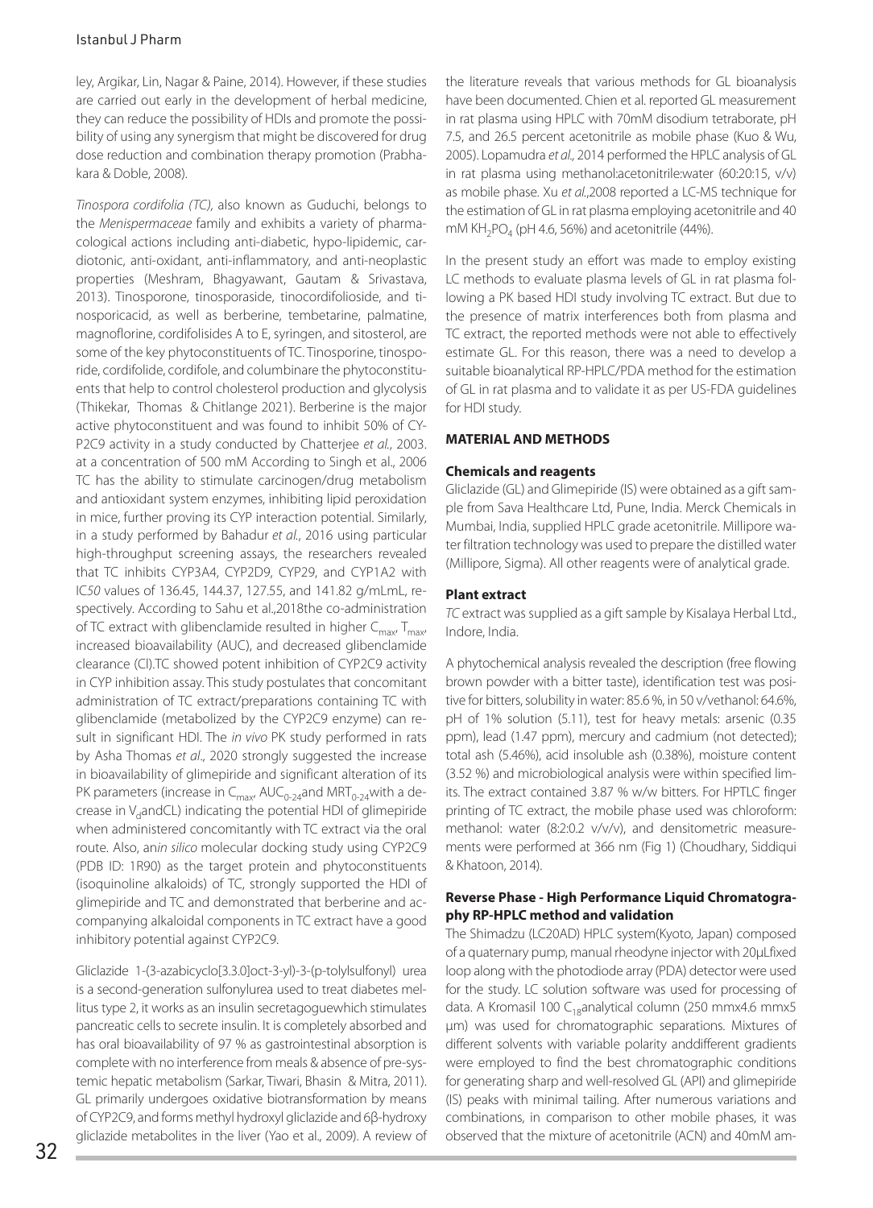ley, Argikar, Lin, Nagar & Paine, 2014). However, if these studies are carried out early in the development of herbal medicine, they can reduce the possibility of HDIs and promote the possibility of using any synergism that might be discovered for drug dose reduction and combination therapy promotion (Prabhakara & Doble, 2008).

*Tinospora cordifolia (TC)*, also known as Guduchi, belongs to the *Menispermaceae* family and exhibits a variety of pharmacological actions including anti-diabetic, hypo-lipidemic, cardiotonic, anti-oxidant, anti-inflammatory, and anti-neoplastic properties (Meshram, Bhagyawant, Gautam & Srivastava, 2013). Tinosporone, tinosporaside, tinocordifolioside, and tinosporicacid, as well as berberine, tembetarine, palmatine, magnoflorine, cordifolisides A to E, syringen, and sitosterol, are some of the key phytoconstituents of TC. Tinosporine, tinosporide, cordifolide, cordifole, and columbinare the phytoconstituents that help to control cholesterol production and glycolysis (Thikekar, Thomas & Chitlange 2021). Berberine is the major active phytoconstituent and was found to inhibit 50% of CYP2C9 activity in a study conducted by Chatterjee *et al.*, 2003. at a concentration of 500 mM According to Singh et al., 2006 TC has the ability to stimulate carcinogen/drug metabolism and antioxidant system enzymes, inhibiting lipid peroxidation in mice, further proving its CYP interaction potential. Similarly, in a study performed by Bahadur *et al.*, 2016 using particular high-throughput screening assays, the researchers revealed that TC inhibits CYP3A4, CYP2D9, CYP29, and CYP1A2 with IC*50* values of 136.45, 144.37, 127.55, and 141.82 g/mLmL, respectively. According to Sahu et al.,2018the co-administration of TC extract with glibenclamide resulted in higher $C_{max}$, $T_{max}$, increased bioavailability (AUC), and decreased glibenclamide clearance (Cl).TC showed potent inhibition of CYP2C9 activity in CYP inhibition assay. This study postulates that concomitant administration of TC extract/preparations containing TC with glibenclamide (metabolized by the CYP2C9 enzyme) can result in significant HDI. The *in vivo* PK study performed in rats by Asha Thomas *et al*., 2020 strongly suggested the increase in bioavailability of glimepiride and significant alteration of its PK parameters (increase in $C_{max}$, $AUC_{0-24}$and $MRT_{0-24}$with a decrease in $V_d$andCL) indicating the potential HDI of glimepiride when administered concomitantly with TC extract via the oral route. Also, an*in silico* molecular docking study using CYP2C9 (PDB ID: 1R90) as the target protein and phytoconstituents (isoquinoline alkaloids) of TC, strongly supported the HDI of glimepiride and TC and demonstrated that berberine and accompanying alkaloidal components in TC extract have a good inhibitory potential against CYP2C9.

Gliclazide 1-(3-azabicyclo[3.3.0]oct-3-yl)-3-(p-tolylsulfonyl) urea is a second-generation sulfonylurea used to treat diabetes mellitus type 2, it works as an insulin secretagoguewhich stimulates pancreatic cells to secrete insulin. It is completely absorbed and has oral bioavailability of 97 % as gastrointestinal absorption is complete with no interference from meals & absence of pre-systemic hepatic metabolism (Sarkar, Tiwari, Bhasin & Mitra, 2011). GL primarily undergoes oxidative biotransformation by means of CYP2C9, and forms methyl hydroxyl gliclazide and 6β-hydroxy gliclazide metabolites in the liver (Yao et al., 2009). A review of the literature reveals that various methods for GL bioanalysis have been documented. Chien et al. reported GL measurement in rat plasma using HPLC with 70mM disodium tetraborate, pH 7.5, and 26.5 percent acetonitrile as mobile phase (Kuo & Wu, 2005). Lopamudra *et al.,* 2014 performed the HPLC analysis of GL in rat plasma using methanol:acetonitrile:water (60:20:15, v/v) as mobile phase. Xu *et al.*,2008 reported a LC-MS technique for the estimation of GL in rat plasma employing acetonitrile and 40 mM $KH_2PO_4$ (pH 4.6, 56%) and acetonitrile (44%).

In the present study an effort was made to employ existing LC methods to evaluate plasma levels of GL in rat plasma following a PK based HDI study involving TC extract. But due to the presence of matrix interferences both from plasma and TC extract, the reported methods were not able to effectively estimate GL. For this reason, there was a need to develop a suitable bioanalytical RP-HPLC/PDA method for the estimation of GL in rat plasma and to validate it as per US-FDA guidelines for HDI study.

## MATERIAL AND METHODS

### Chemicals and reagents

Gliclazide (GL) and Glimepiride (IS) were obtained as a gift sample from Sava Healthcare Ltd, Pune, India. Merck Chemicals in Mumbai, India, supplied HPLC grade acetonitrile. Millipore water filtration technology was used to prepare the distilled water (Millipore, Sigma). All other reagents were of analytical grade.

### Plant extract

*TC* extract was supplied as a gift sample by Kisalaya Herbal Ltd., Indore, India.

A phytochemical analysis revealed the description (free flowing brown powder with a bitter taste), identification test was positive for bitters, solubility in water: 85.6 %, in 50 v/vethanol: 64.6%, pH of 1% solution (5.11), test for heavy metals: arsenic (0.35 ppm), lead (1.47 ppm), mercury and cadmium (not detected); total ash (5.46%), acid insoluble ash (0.38%), moisture content (3.52 %) and microbiological analysis were within specified limits. The extract contained 3.87 % w/w bitters. For HPTLC finger printing of TC extract, the mobile phase used was chloroform: methanol: water (8:2:0.2 v/v/v), and densitometric measurements were performed at 366 nm (Fig 1) (Choudhary, Siddiqui & Khatoon, 2014).

### Reverse Phase - High Performance Liquid Chromatography RP-HPLC method and validation

The Shimadzu (LC20AD) HPLC system(Kyoto, Japan) composed of a quaternary pump, manual rheodyne injector with 20µLfixed loop along with the photodiode array (PDA) detector were used for the study. LC solution software was used for processing of data. A Kromasil 100 $C_{18}$analytical column (250 mmx4.6 mmx5 µm) was used for chromatographic separations. Mixtures of different solvents with variable polarity anddifferent gradients were employed to find the best chromatographic conditions for generating sharp and well-resolved GL (API) and glimepiride (IS) peaks with minimal tailing. After numerous variations and combinations, in comparison to other mobile phases, it was observed that the mixture of acetonitrile (ACN) and 40mM am-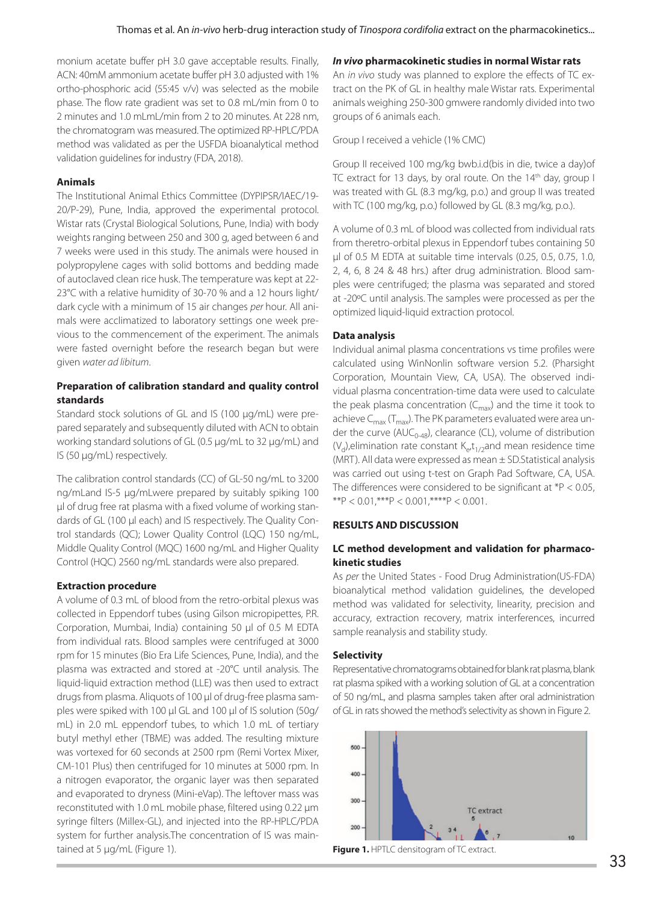monium acetate buffer pH 3.0 gave acceptable results. Finally, ACN: 40mM ammonium acetate buffer pH 3.0 adjusted with 1% ortho-phosphoric acid (55:45 v/v) was selected as the mobile phase. The flow rate gradient was set to 0.8 mL/min from 0 to 2 minutes and 1.0 mLmL/min from 2 to 20 minutes. At 228 nm, the chromatogram was measured. The optimized RP-HPLC/PDA method was validated as per the USFDA bioanalytical method validation guidelines for industry (FDA, 2018).

### Animals

The Institutional Animal Ethics Committee (DYPIPSR/IAEC/19-20/P-29), Pune, India, approved the experimental protocol. Wistar rats (Crystal Biological Solutions, Pune, India) with body weights ranging between 250 and 300 g, aged between 6 and 7 weeks were used in this study. The animals were housed in polypropylene cages with solid bottoms and bedding made of autoclaved clean rice husk. The temperature was kept at 22-23°C with a relative humidity of 30-70 % and a 12 hours light/dark cycle with a minimum of 15 air changes *per* hour. All animals were acclimatized to laboratory settings one week previous to the commencement of the experiment. The animals were fasted overnight before the research began but were given *water ad libitum*.

### Preparation of calibration standard and quality control standards

Standard stock solutions of GL and IS (100 µg/mL) were prepared separately and subsequently diluted with ACN to obtain working standard solutions of GL (0.5 µg/mL to 32 µg/mL) and IS (50 µg/mL) respectively.

The calibration control standards (CC) of GL-50 ng/mL to 3200 ng/mLand IS-5 µg/mLwere prepared by suitably spiking 100 µl of drug free rat plasma with a fixed volume of working standards of GL (100 µl each) and IS respectively. The Quality Control standards (QC); Lower Quality Control (LQC) 150 ng/mL, Middle Quality Control (MQC) 1600 ng/mL and Higher Quality Control (HQC) 2560 ng/mL standards were also prepared.

### Extraction procedure

A volume of 0.3 mL of blood from the retro-orbital plexus was collected in Eppendorf tubes (using Gilson micropipettes, P.R. Corporation, Mumbai, India) containing 50 µl of 0.5 M EDTA from individual rats. Blood samples were centrifuged at 3000 rpm for 15 minutes (Bio Era Life Sciences, Pune, India), and the plasma was extracted and stored at -20°C until analysis. The liquid-liquid extraction method (LLE) was then used to extract drugs from plasma. Aliquots of 100 µl of drug-free plasma samples were spiked with 100 µl GL and 100 µl of IS solution (50g/mL) in 2.0 mL eppendorf tubes, to which 1.0 mL of tertiary butyl methyl ether (TBME) was added. The resulting mixture was vortexed for 60 seconds at 2500 rpm (Remi Vortex Mixer, CM-101 Plus) then centrifuged for 10 minutes at 5000 rpm. In a nitrogen evaporator, the organic layer was then separated and evaporated to dryness (Mini-eVap). The leftover mass was reconstituted with 1.0 mL mobile phase, filtered using 0.22 µm syringe filters (Millex-GL), and injected into the RP-HPLC/PDA system for further analysis.The concentration of IS was maintained at 5 µg/mL (Figure 1).

### *In vivo* pharmacokinetic studies in normal Wistar rats

An *in vivo* study was planned to explore the effects of TC extract on the PK of GL in healthy male Wistar rats. Experimental animals weighing 250-300 gmwere randomly divided into two groups of 6 animals each.

Group I received a vehicle (1% CMC)

Group II received 100 mg/kg bwb.i.d(bis in die, twice a day)of TC extract for 13 days, by oral route. On the 14th day, group I was treated with GL (8.3 mg/kg, p.o.) and group II was treated with TC (100 mg/kg, p.o.) followed by GL (8.3 mg/kg, p.o.).

A volume of 0.3 mL of blood was collected from individual rats from theretro-orbital plexus in Eppendorf tubes containing 50 µl of 0.5 M EDTA at suitable time intervals (0.25, 0.5, 0.75, 1.0, 2, 4, 6, 8 24 & 48 hrs.) after drug administration. Blood samples were centrifuged; the plasma was separated and stored at -20ºC until analysis. The samples were processed as per the optimized liquid-liquid extraction protocol.

### Data analysis

Individual animal plasma concentrations vs time profiles were calculated using WinNonlin software version 5.2. (Pharsight Corporation, Mountain View, CA, USA). The observed individual plasma concentration-time data were used to calculate the peak plasma concentration ($C_{max}$) and the time it took to achieve $C_{max}$ ($T_{max}$). The PK parameters evaluated were area under the curve ($AUC_{0-48}$), clearance (CL), volume of distribution ($V_d$),elimination rate constant $K_e$,$t_{1/2}$and mean residence time (MRT). All data were expressed as mean ± SD.Statistical analysis was carried out using t-test on Graph Pad Software, CA, USA. The differences were considered to be significant at *$P < 0.05$, **$P < 0.01$,***$P < 0.001$,****$P < 0.001$.

## RESULTS AND DISCUSSION

### LC method development and validation for pharmacokinetic studies

As *per* the United States - Food Drug Administration(US-FDA) bioanalytical method validation guidelines, the developed method was validated for selectivity, linearity, precision and accuracy, extraction recovery, matrix interferences, incurred sample reanalysis and stability study.

### Selectivity

Representative chromatograms obtained for blank rat plasma, blank rat plasma spiked with a working solution of GL at a concentration of 50 ng/mL, and plasma samples taken after oral administration of GL in rats showed the method's selectivity as shown in Figure 2.

**Figure 1.** HPTLC densitogram of TC extract.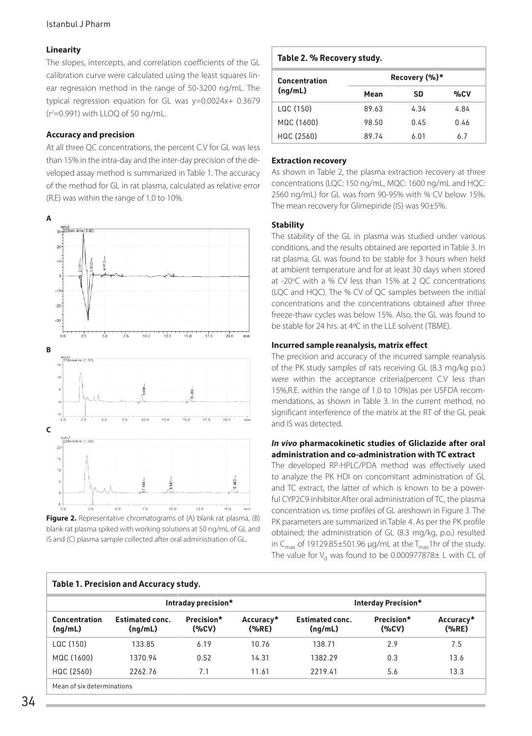### Linearity

The slopes, intercepts, and correlation coefficients of the GL calibration curve were calculated using the least squares linear regression method in the range of 50-3200 ng/mL. The typical regression equation for GL was y=0.0024x+ 0.3679 ($r^2$=0.991) with LLOQ of 50 ng/mL.

### Accuracy and precision

At all three QC concentrations, the percent C.V for GL was less than 15% in the intra-day and the inter-day precision of the developed assay method is summarized in Table 1. The accuracy of the method for GL in rat plasma, calculated as relative error (R.E) was within the range of 1.0 to 10%.

**Figure 2.** Representative chromatograms of (A) blank rat plasma, (B) blank rat plasma spiked with working solutions at 50 ng/mL of GL and IS and (C) plasma sample collected after oral administration of GL.

**Table 2. % Recovery study.**

| Concentration (ng/mL) | Recovery (%)* | | |
|---|---|---|---|
| | Mean | SD | %CV |
| LQC (150) | 89.63 | 4.34 | 4.84 |
| MQC (1600) | 98.50 | 0.45 | 0.46 |
| HQC (2560) | 89.74 | 6.01 | 6.7 |

### Extraction recovery

As shown in Table 2, the plasma extraction recovery at three concentrations (LQC: 150 ng/mL, MQC: 1600 ng/mL and HQC: 2560 ng/mL) for GL was from 90-95% with % CV below 15%. The mean recovery for Glimepiride (IS) was 90±5%.

### Stability

The stability of the GL in plasma was studied under various conditions, and the results obtained are reported in Table 3. In rat plasma, GL was found to be stable for 3 hours when held at ambient temperature and for at least 30 days when stored at -20°C with a % CV less than 15% at 2 QC concentrations (LQC and HQC). The % CV of QC samples between the initial concentrations and the concentrations obtained after three freeze-thaw cycles was below 15%. Also, the GL was found to be stable for 24 hrs. at 4°C in the LLE solvent (TBME).

### Incurred sample reanalysis, matrix effect

The precision and accuracy of the incurred sample reanalysis of the PK study samples of rats receiving GL (8.3 mg/kg p.o.) were within the acceptance criteria(percent C.V less than 15%,R.E. within the range of 1.0 to 10%)as per USFDA recommendations, as shown in Table 3. In the current method, no significant interference of the matrix at the RT of the GL peak and IS was detected.

### *In vivo* pharmacokinetic studies of Gliclazide after oral administration and co-administration with TC extract

The developed RP-HPLC/PDA method was effectively used to analyze the PK HDI on concomitant administration of GL and TC extract, the latter of which is known to be a powerful CYP2C9 inhibitor.After oral administration of TC, the plasma concentration vs. time profiles of GL areshown in Figure 3. The PK parameters are summarized in Table 4. As per the PK profile obtained; the administration of GL (8.3 mg/kg, p.o.) resulted in $C_{max}$ of 19129.85±501.96 µg/mL at the $T_{max}$1hr of the study. The value for $V_d$ was found to be 0.000977878± L with CL of

**Table 1. Precision and Accuracy study.**

| | Intraday precision* | | | Interday Precision* | | |
|---|---|---|---|---|---|---|
| Concentration (ng/mL) | Estimated conc. (ng/mL) | Precision* (%CV) | Accuracy* (%RE) | Estimated conc. (ng/mL) | Precision* (%CV) | Accuracy* (%RE) |
| LQC (150) | 133.85 | 6.19 | 10.76 | 138.71 | 2.9 | 7.5 |
| MQC (1600) | 1370.94 | 0.52 | 14.31 | 1382.29 | 0.3 | 13.6 |
| HQC (2560) | 2262.76 | 7.1 | 11.61 | 2219.41 | 5.6 | 13.3 |

Mean of six determinations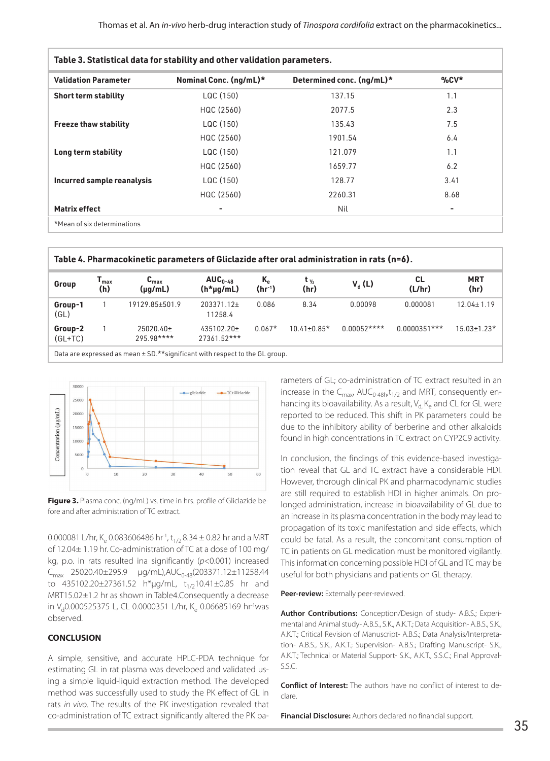**Table 3. Statistical data for stability and other validation parameters.**

| Validation Parameter | Nominal Conc. (ng/mL)* | Determined conc. (ng/mL)* | %CV* |
|---|---|---|---|
| **Short term stability** | LQC (150) | 137.15 | 1.1 |
| | HQC (2560) | 2077.5 | 2.3 |
| **Freeze thaw stability** | LQC (150) | 135.43 | 7.5 |
| | HQC (2560) | 1901.54 | 6.4 |
| **Long term stability** | LQC (150) | 121.079 | 1.1 |
| | HQC (2560) | 1659.77 | 6.2 |
| **Incurred sample reanalysis** | LQC (150) | 128.77 | 3.41 |
| | HQC (2560) | 2260.31 | 8.68 |
| **Matrix effect** | - | Nil | - |

*Mean of six determinations

**Table 4. Pharmacokinetic parameters of Gliclazide after oral administration in rats (n=6).**

| Group | $T_{max}$ (h) | $C_{max}$ (μg/mL) | $AUC_{0-48}$ (h*μg/mL) | $K_e$ ($hr^{-1}$) | $t_{½}$ (hr) | $V_d$ (L) | CL (L/hr) | MRT (hr) |
|---|---|---|---|---|---|---|---|---|
| **Group-1** (GL) | 1 | 19129.85±501.9 | 203371.12± 11258.4 | 0.086 | 8.34 | 0.00098 | 0.000081 | 12.04± 1.19 |
| **Group-2** (GL+TC) | 1 | 25020.40± 295.98**** | 435102.20± 27361.52*** | 0.067* | 10.41±0.85* | 0.00052**** | 0.0000351*** | 15.03±1.23* |

Data are expressed as mean ± SD.**significant with respect to the GL group.

**Figure 3.** Plasma conc. (ng/mL) vs. time in hrs. profile of Gliclazide before and after administration of TC extract.

0.000081 L/hr, $K_e$ 0.083606486 $hr^{-1}$, $t_{1/2}$ 8.34 ± 0.82 hr and a MRT of 12.04± 1.19 hr. Co-administration of TC at a dose of 100 mg/kg, p.o. in rats resulted ina significantly ($p$<0.001) increased $C_{max}$ 25020.40±295.9 μg/mL),$AUC_{0-48}$(203371.12±11258.44 to 435102.20±27361.52 h*μg/mL, $t_{1/2}$10.41±0.85 hr and MRT15.02±1.2 hr as shown in Table4.Consequently a decrease in $V_d$0.000525375 L, CL 0.0000351 L/hr, $K_e$ 0.06685169 $hr^{-1}$was observed.

## CONCLUSION

A simple, sensitive, and accurate HPLC-PDA technique for estimating GL in rat plasma was developed and validated using a simple liquid-liquid extraction method. The developed method was successfully used to study the PK effect of GL in rats *in vivo*. The results of the PK investigation revealed that co-administration of TC extract significantly altered the PK parameters of GL; co-administration of TC extract resulted in an increase in the $C_{max}$, $AUC_{0-48h}$,$t_{1/2}$ and MRT, consequently enhancing its bioavailability. As a result, $V_d$, $K_e$ and CL for GL were reported to be reduced. This shift in PK parameters could be due to the inhibitory ability of berberine and other alkaloids found in high concentrations in TC extract on CYP2C9 activity.

In conclusion, the findings of this evidence-based investigation reveal that GL and TC extract have a considerable HDI. However, thorough clinical PK and pharmacodynamic studies are still required to establish HDI in higher animals. On prolonged administration, increase in bioavailability of GL due to an increase in its plasma concentration in the body may lead to propagation of its toxic manifestation and side effects, which could be fatal. As a result, the concomitant consumption of TC in patients on GL medication must be monitored vigilantly. This information concerning possible HDI of GL and TC may be useful for both physicians and patients on GL therapy.

**Peer-review:** Externally peer-reviewed.

**Author Contributions:** Conception/Design of study- A.B.S.; Experimental and Animal study- A.B.S., S.K., A.K.T.; Data Acquisition- A.B.S., S.K., A.K.T.; Critical Revision of Manuscript- A.B.S.; Data Analysis/Interpretation- A.B.S., S.K., A.K.T.; Supervision- A.B.S.; Drafting Manuscript- S.K., A.K.T.; Technical or Material Support- S.K., A.K.T., S.S.C.; Final Approval- S.S.C.

**Conflict of Interest:** The authors have no conflict of interest to declare.

**Financial Disclosure:** Authors declared no financial support.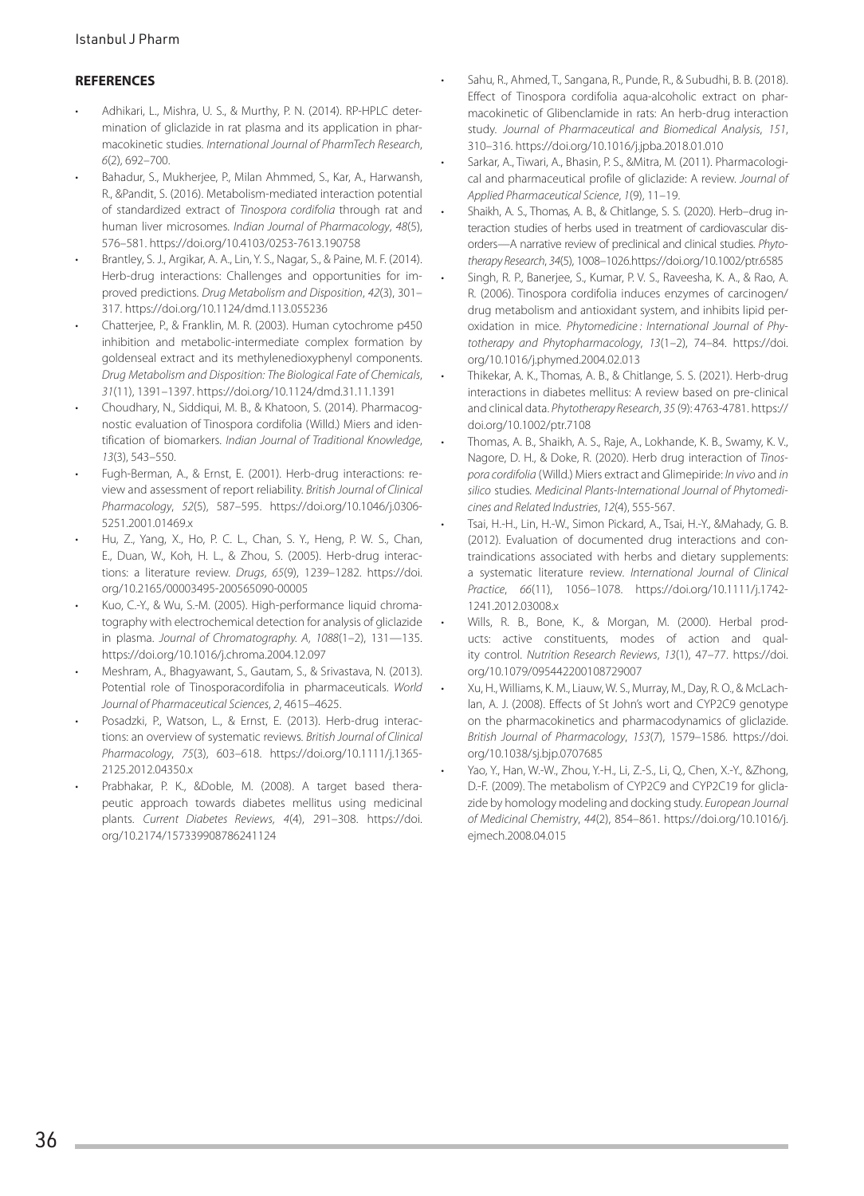## REFERENCES

- Adhikari, L., Mishra, U. S., & Murthy, P. N. (2014). RP-HPLC determination of gliclazide in rat plasma and its application in pharmacokinetic studies. *International Journal of PharmTech Research*, *6*(2), 692–700.
- Bahadur, S., Mukherjee, P., Milan Ahmmed, S., Kar, A., Harwansh, R., &Pandit, S. (2016). Metabolism-mediated interaction potential of standardized extract of *Tinospora cordifolia* through rat and human liver microsomes. *Indian Journal of Pharmacology*, *48*(5), 576–581. https://doi.org/10.4103/0253-7613.190758
- Brantley, S. J., Argikar, A. A., Lin, Y. S., Nagar, S., & Paine, M. F. (2014). Herb-drug interactions: Challenges and opportunities for improved predictions. *Drug Metabolism and Disposition*, *42*(3), 301–317. https://doi.org/10.1124/dmd.113.055236
- Chatterjee, P., & Franklin, M. R. (2003). Human cytochrome p450 inhibition and metabolic-intermediate complex formation by goldenseal extract and its methylenedioxyphenyl components. *Drug Metabolism and Disposition: The Biological Fate of Chemicals*, *31*(11), 1391–1397. https://doi.org/10.1124/dmd.31.11.1391
- Choudhary, N., Siddiqui, M. B., & Khatoon, S. (2014). Pharmacognostic evaluation of Tinospora cordifolia (Willd.) Miers and identification of biomarkers. *Indian Journal of Traditional Knowledge*, *13*(3), 543–550.
- Fugh-Berman, A., & Ernst, E. (2001). Herb-drug interactions: review and assessment of report reliability. *British Journal of Clinical Pharmacology*, *52*(5), 587–595. https://doi.org/10.1046/j.0306-5251.2001.01469.x
- Hu, Z., Yang, X., Ho, P. C. L., Chan, S. Y., Heng, P. W. S., Chan, E., Duan, W., Koh, H. L., & Zhou, S. (2005). Herb-drug interactions: a literature review. *Drugs*, *65*(9), 1239–1282. https://doi.org/10.2165/00003495-200565090-00005
- Kuo, C.-Y., & Wu, S.-M. (2005). High-performance liquid chromatography with electrochemical detection for analysis of gliclazide in plasma. *Journal of Chromatography. A*, *1088*(1–2), 131—135. https://doi.org/10.1016/j.chroma.2004.12.097
- Meshram, A., Bhagyawant, S., Gautam, S., & Srivastava, N. (2013). Potential role of Tinosporacordifolia in pharmaceuticals. *World Journal of Pharmaceutical Sciences*, *2*, 4615–4625.
- Posadzki, P., Watson, L., & Ernst, E. (2013). Herb-drug interactions: an overview of systematic reviews. *British Journal of Clinical Pharmacology*, *75*(3), 603–618. https://doi.org/10.1111/j.1365-2125.2012.04350.x
- Prabhakar, P. K., &Doble, M. (2008). A target based therapeutic approach towards diabetes mellitus using medicinal plants. *Current Diabetes Reviews*, *4*(4), 291–308. https://doi.org/10.2174/157339908786241124
- Sahu, R., Ahmed, T., Sangana, R., Punde, R., & Subudhi, B. B. (2018). Effect of Tinospora cordifolia aqua-alcoholic extract on pharmacokinetic of Glibenclamide in rats: An herb-drug interaction study. *Journal of Pharmaceutical and Biomedical Analysis*, *151*, 310–316. https://doi.org/10.1016/j.jpba.2018.01.010
- Sarkar, A., Tiwari, A., Bhasin, P. S., &Mitra, M. (2011). Pharmacological and pharmaceutical profile of gliclazide: A review. *Journal of Applied Pharmaceutical Science*, *1*(9), 11–19.
- Shaikh, A. S., Thomas, A. B., & Chitlange, S. S. (2020). Herb–drug interaction studies of herbs used in treatment of cardiovascular disorders—A narrative review of preclinical and clinical studies. *Phytotherapy Research*, *34*(5), 1008–1026.https://doi.org/10.1002/ptr.6585
- Singh, R. P., Banerjee, S., Kumar, P. V. S., Raveesha, K. A., & Rao, A. R. (2006). Tinospora cordifolia induces enzymes of carcinogen/drug metabolism and antioxidant system, and inhibits lipid peroxidation in mice. *Phytomedicine : International Journal of Phytotherapy and Phytopharmacology*, *13*(1–2), 74–84. https://doi.org/10.1016/j.phymed.2004.02.013
- Thikekar, A. K., Thomas, A. B., & Chitlange, S. S. (2021). Herb-drug interactions in diabetes mellitus: A review based on pre-clinical and clinical data. *Phytotherapy Research*, *35* (9): 4763-4781. https://doi.org/10.1002/ptr.7108
- Thomas, A. B., Shaikh, A. S., Raje, A., Lokhande, K. B., Swamy, K. V., Nagore, D. H., & Doke, R. (2020). Herb drug interaction of *Tinospora cordifolia* (Willd.) Miers extract and Glimepiride: *In vivo* and *in silico* studies. *Medicinal Plants-International Journal of Phytomedicines and Related Industries*, *12*(4), 555-567.
- Tsai, H.-H., Lin, H.-W., Simon Pickard, A., Tsai, H.-Y., &Mahady, G. B. (2012). Evaluation of documented drug interactions and contraindications associated with herbs and dietary supplements: a systematic literature review. *International Journal of Clinical Practice*, *66*(11), 1056–1078. https://doi.org/10.1111/j.1742-1241.2012.03008.x
- Wills, R. B., Bone, K., & Morgan, M. (2000). Herbal products: active constituents, modes of action and quality control. *Nutrition Research Reviews*, *13*(1), 47–77. https://doi.org/10.1079/095442200108729007
- Xu, H., Williams, K. M., Liauw, W. S., Murray, M., Day, R. O., & McLachlan, A. J. (2008). Effects of St John's wort and CYP2C9 genotype on the pharmacokinetics and pharmacodynamics of gliclazide. *British Journal of Pharmacology*, *153*(7), 1579–1586. https://doi.org/10.1038/sj.bjp.0707685
- Yao, Y., Han, W.-W., Zhou, Y.-H., Li, Z.-S., Li, Q., Chen, X.-Y., &Zhong, D.-F. (2009). The metabolism of CYP2C9 and CYP2C19 for gliclazide by homology modeling and docking study. *European Journal of Medicinal Chemistry*, *44*(2), 854–861. https://doi.org/10.1016/j.ejmech.2008.04.015